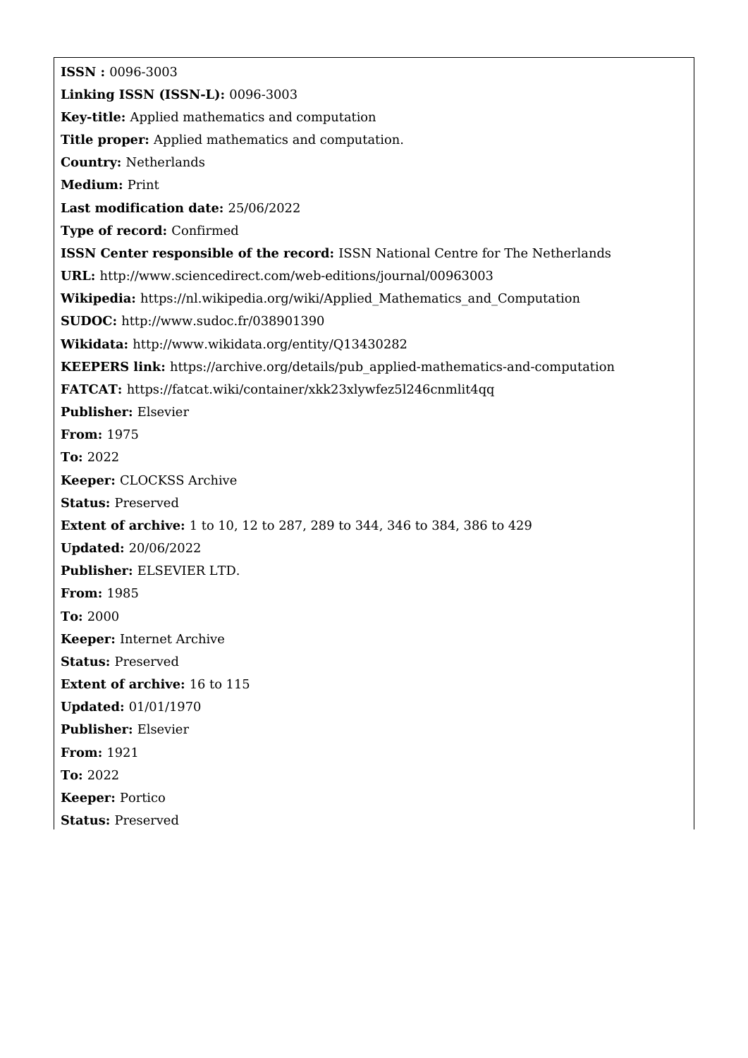**ISSN :** 0096-3003

**Linking ISSN (ISSN-L):** 0096-3003

**Key-title:** Applied mathematics and computation

**Title proper:** Applied mathematics and computation.

**Country:** Netherlands

**Medium:** Print

**Last modification date:** 25/06/2022

**Type of record:** Confirmed

**ISSN Center responsible of the record:** ISSN National Centre for The Netherlands

**URL:** http://www.sciencedirect.com/web-editions/journal/00963003

**Wikipedia:** https://nl.wikipedia.org/wiki/Applied_Mathematics_and_Computation

**SUDOC:** http://www.sudoc.fr/038901390

**Wikidata:** http://www.wikidata.org/entity/Q13430282

**KEEPERS link:** https://archive.org/details/pub_applied-mathematics-and-computation

**FATCAT:** https://fatcat.wiki/container/xkk23xlywfez5l246cnmlit4qq

**Publisher:** Elsevier

**From:** 1975

**To:** 2022

**Keeper:** CLOCKSS Archive

**Status:** Preserved

**Extent of archive:** 1 to 10, 12 to 287, 289 to 344, 346 to 384, 386 to 429

**Updated:** 20/06/2022

**Publisher:** ELSEVIER LTD.

**From:** 1985

**To:** 2000

**Keeper:** Internet Archive

**Status:** Preserved

**Extent of archive:** 16 to 115

**Updated:** 01/01/1970

**Publisher:** Elsevier

**From:** 1921

**To:** 2022

**Keeper:** Portico

**Status:** Preserved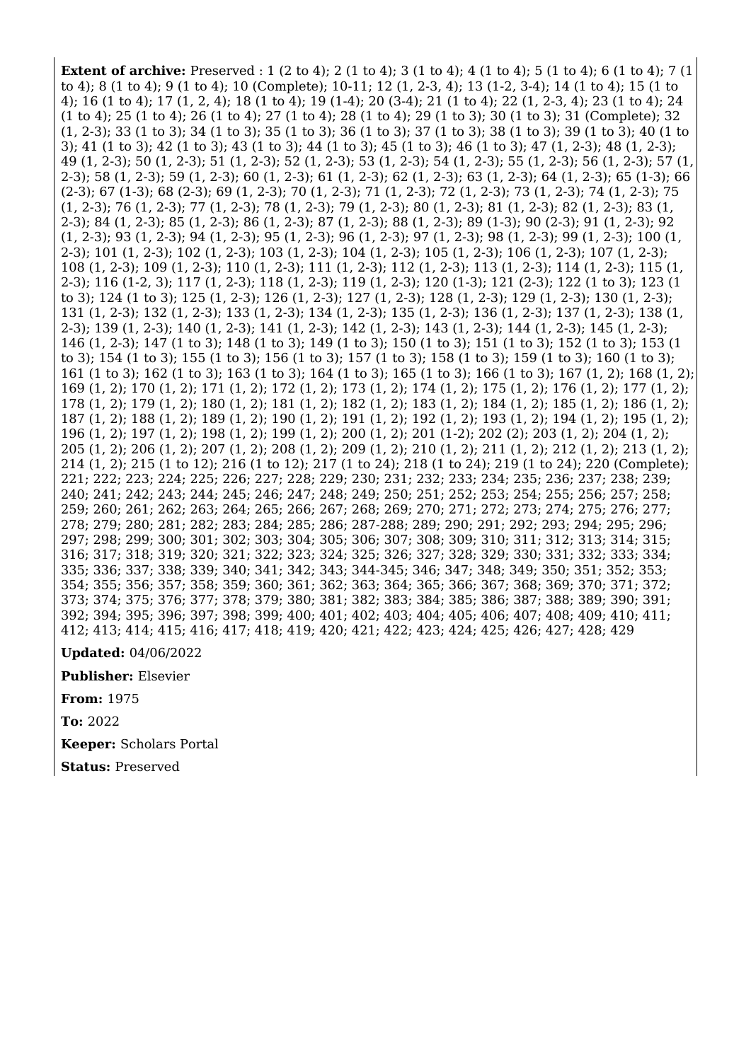**Extent of archive:** Preserved : 1 (2 to 4); 2 (1 to 4); 3 (1 to 4); 4 (1 to 4); 5 (1 to 4); 6 (1 to 4); 7 (1 to 4); 8 (1 to 4); 9 (1 to 4); 10 (Complete); 10-11; 12 (1, 2-3, 4); 13 (1-2, 3-4); 14 (1 to 4); 15 (1 to 4); 16 (1 to 4); 17 (1, 2, 4); 18 (1 to 4); 19 (1-4); 20 (3-4); 21 (1 to 4); 22 (1, 2-3, 4); 23 (1 to 4); 24 (1 to 4); 25 (1 to 4); 26 (1 to 4); 27 (1 to 4); 28 (1 to 4); 29 (1 to 3); 30 (1 to 3); 31 (Complete); 32 (1, 2-3); 33 (1 to 3); 34 (1 to 3); 35 (1 to 3); 36 (1 to 3); 37 (1 to 3); 38 (1 to 3); 39 (1 to 3); 40 (1 to 3); 41 (1 to 3); 42 (1 to 3); 43 (1 to 3); 44 (1 to 3); 45 (1 to 3); 46 (1 to 3); 47 (1, 2-3); 48 (1, 2-3); 49 (1, 2-3); 50 (1, 2-3); 51 (1, 2-3); 52 (1, 2-3); 53 (1, 2-3); 54 (1, 2-3); 55 (1, 2-3); 56 (1, 2-3); 57 (1, 2-3); 58 (1, 2-3); 59 (1, 2-3); 60 (1, 2-3); 61 (1, 2-3); 62 (1, 2-3); 63 (1, 2-3); 64 (1, 2-3); 65 (1-3); 66 (2-3); 67 (1-3); 68 (2-3); 69 (1, 2-3); 70 (1, 2-3); 71 (1, 2-3); 72 (1, 2-3); 73 (1, 2-3); 74 (1, 2-3); 75 (1, 2-3); 76 (1, 2-3); 77 (1, 2-3); 78 (1, 2-3); 79 (1, 2-3); 80 (1, 2-3); 81 (1, 2-3); 82 (1, 2-3); 83 (1, 2-3); 84 (1, 2-3); 85 (1, 2-3); 86 (1, 2-3); 87 (1, 2-3); 88 (1, 2-3); 89 (1-3); 90 (2-3); 91 (1, 2-3); 92 (1, 2-3); 93 (1, 2-3); 94 (1, 2-3); 95 (1, 2-3); 96 (1, 2-3); 97 (1, 2-3); 98 (1, 2-3); 99 (1, 2-3); 100 (1, 2-3); 101 (1, 2-3); 102 (1, 2-3); 103 (1, 2-3); 104 (1, 2-3); 105 (1, 2-3); 106 (1, 2-3); 107 (1, 2-3); 108 (1, 2-3); 109 (1, 2-3); 110 (1, 2-3); 111 (1, 2-3); 112 (1, 2-3); 113 (1, 2-3); 114 (1, 2-3); 115 (1, 2-3); 116 (1-2, 3); 117 (1, 2-3); 118 (1, 2-3); 119 (1, 2-3); 120 (1-3); 121 (2-3); 122 (1 to 3); 123 (1 to 3); 124 (1 to 3); 125 (1, 2-3); 126 (1, 2-3); 127 (1, 2-3); 128 (1, 2-3); 129 (1, 2-3); 130 (1, 2-3); 131 (1, 2-3); 132 (1, 2-3); 133 (1, 2-3); 134 (1, 2-3); 135 (1, 2-3); 136 (1, 2-3); 137 (1, 2-3); 138 (1, 2-3); 139 (1, 2-3); 140 (1, 2-3); 141 (1, 2-3); 142 (1, 2-3); 143 (1, 2-3); 144 (1, 2-3); 145 (1, 2-3); 146 (1, 2-3); 147 (1 to 3); 148 (1 to 3); 149 (1 to 3); 150 (1 to 3); 151 (1 to 3); 152 (1 to 3); 153 (1 to 3); 154 (1 to 3); 155 (1 to 3); 156 (1 to 3); 157 (1 to 3); 158 (1 to 3); 159 (1 to 3); 160 (1 to 3); 161 (1 to 3); 162 (1 to 3); 163 (1 to 3); 164 (1 to 3); 165 (1 to 3); 166 (1 to 3); 167 (1, 2); 168 (1, 2); 169 (1, 2); 170 (1, 2); 171 (1, 2); 172 (1, 2); 173 (1, 2); 174 (1, 2); 175 (1, 2); 176 (1, 2); 177 (1, 2); 178 (1, 2); 179 (1, 2); 180 (1, 2); 181 (1, 2); 182 (1, 2); 183 (1, 2); 184 (1, 2); 185 (1, 2); 186 (1, 2); 187 (1, 2); 188 (1, 2); 189 (1, 2); 190 (1, 2); 191 (1, 2); 192 (1, 2); 193 (1, 2); 194 (1, 2); 195 (1, 2); 196 (1, 2); 197 (1, 2); 198 (1, 2); 199 (1, 2); 200 (1, 2); 201 (1-2); 202 (2); 203 (1, 2); 204 (1, 2); 205 (1, 2); 206 (1, 2); 207 (1, 2); 208 (1, 2); 209 (1, 2); 210 (1, 2); 211 (1, 2); 212 (1, 2); 213 (1, 2); 214 (1, 2); 215 (1 to 12); 216 (1 to 12); 217 (1 to 24); 218 (1 to 24); 219 (1 to 24); 220 (Complete); 221; 222; 223; 224; 225; 226; 227; 228; 229; 230; 231; 232; 233; 234; 235; 236; 237; 238; 239; 240; 241; 242; 243; 244; 245; 246; 247; 248; 249; 250; 251; 252; 253; 254; 255; 256; 257; 258; 259; 260; 261; 262; 263; 264; 265; 266; 267; 268; 269; 270; 271; 272; 273; 274; 275; 276; 277; 278; 279; 280; 281; 282; 283; 284; 285; 286; 287-288; 289; 290; 291; 292; 293; 294; 295; 296; 297; 298; 299; 300; 301; 302; 303; 304; 305; 306; 307; 308; 309; 310; 311; 312; 313; 314; 315; 316; 317; 318; 319; 320; 321; 322; 323; 324; 325; 326; 327; 328; 329; 330; 331; 332; 333; 334; 335; 336; 337; 338; 339; 340; 341; 342; 343; 344-345; 346; 347; 348; 349; 350; 351; 352; 353; 354; 355; 356; 357; 358; 359; 360; 361; 362; 363; 364; 365; 366; 367; 368; 369; 370; 371; 372; 373; 374; 375; 376; 377; 378; 379; 380; 381; 382; 383; 384; 385; 386; 387; 388; 389; 390; 391; 392; 394; 395; 396; 397; 398; 399; 400; 401; 402; 403; 404; 405; 406; 407; 408; 409; 410; 411; 412; 413; 414; 415; 416; 417; 418; 419; 420; 421; 422; 423; 424; 425; 426; 427; 428; 429

**Updated:** 04/06/2022

**Publisher:** Elsevier

**From:** 1975

**To:** 2022

**Keeper:** Scholars Portal

**Status:** Preserved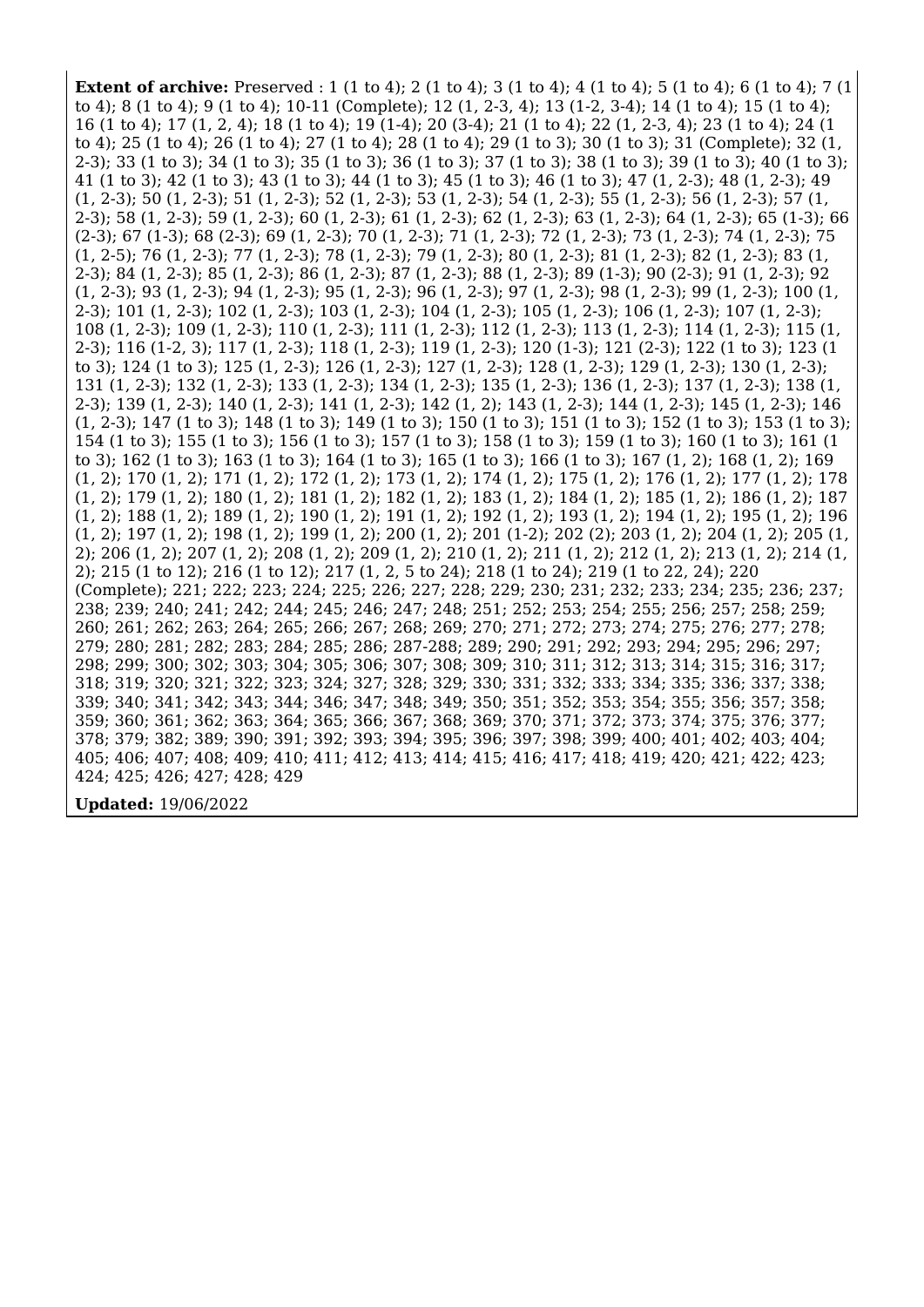**Extent of archive:** Preserved : 1 (1 to 4); 2 (1 to 4); 3 (1 to 4); 4 (1 to 4); 5 (1 to 4); 6 (1 to 4); 7 (1 to 4); 8 (1 to 4); 9 (1 to 4); 10-11 (Complete); 12 (1, 2-3, 4); 13 (1-2, 3-4); 14 (1 to 4); 15 (1 to 4); 16 (1 to 4); 17 (1, 2, 4); 18 (1 to 4); 19 (1-4); 20 (3-4); 21 (1 to 4); 22 (1, 2-3, 4); 23 (1 to 4); 24 (1 to 4); 25 (1 to 4); 26 (1 to 4); 27 (1 to 4); 28 (1 to 4); 29 (1 to 3); 30 (1 to 3); 31 (Complete); 32 (1, 2-3); 33 (1 to 3); 34 (1 to 3); 35 (1 to 3); 36 (1 to 3); 37 (1 to 3); 38 (1 to 3); 39 (1 to 3); 40 (1 to 3); 41 (1 to 3); 42 (1 to 3); 43 (1 to 3); 44 (1 to 3); 45 (1 to 3); 46 (1 to 3); 47 (1, 2-3); 48 (1, 2-3); 49 (1, 2-3); 50 (1, 2-3); 51 (1, 2-3); 52 (1, 2-3); 53 (1, 2-3); 54 (1, 2-3); 55 (1, 2-3); 56 (1, 2-3); 57 (1, 2-3); 58 (1, 2-3); 59 (1, 2-3); 60 (1, 2-3); 61 (1, 2-3); 62 (1, 2-3); 63 (1, 2-3); 64 (1, 2-3); 65 (1-3); 66 (2-3); 67 (1-3); 68 (2-3); 69 (1, 2-3); 70 (1, 2-3); 71 (1, 2-3); 72 (1, 2-3); 73 (1, 2-3); 74 (1, 2-3); 75 (1, 2-5); 76 (1, 2-3); 77 (1, 2-3); 78 (1, 2-3); 79 (1, 2-3); 80 (1, 2-3); 81 (1, 2-3); 82 (1, 2-3); 83 (1, 2-3); 84 (1, 2-3); 85 (1, 2-3); 86 (1, 2-3); 87 (1, 2-3); 88 (1, 2-3); 89 (1-3); 90 (2-3); 91 (1, 2-3); 92 (1, 2-3); 93 (1, 2-3); 94 (1, 2-3); 95 (1, 2-3); 96 (1, 2-3); 97 (1, 2-3); 98 (1, 2-3); 99 (1, 2-3); 100 (1, 2-3); 101 (1, 2-3); 102 (1, 2-3); 103 (1, 2-3); 104 (1, 2-3); 105 (1, 2-3); 106 (1, 2-3); 107 (1, 2-3); 108 (1, 2-3); 109 (1, 2-3); 110 (1, 2-3); 111 (1, 2-3); 112 (1, 2-3); 113 (1, 2-3); 114 (1, 2-3); 115 (1, 2-3); 116 (1-2, 3); 117 (1, 2-3); 118 (1, 2-3); 119 (1, 2-3); 120 (1-3); 121 (2-3); 122 (1 to 3); 123 (1 to 3); 124 (1 to 3); 125 (1, 2-3); 126 (1, 2-3); 127 (1, 2-3); 128 (1, 2-3); 129 (1, 2-3); 130 (1, 2-3); 131 (1, 2-3); 132 (1, 2-3); 133 (1, 2-3); 134 (1, 2-3); 135 (1, 2-3); 136 (1, 2-3); 137 (1, 2-3); 138 (1, 2-3); 139 (1, 2-3); 140 (1, 2-3); 141 (1, 2-3); 142 (1, 2); 143 (1, 2-3); 144 (1, 2-3); 145 (1, 2-3); 146 (1, 2-3); 147 (1 to 3); 148 (1 to 3); 149 (1 to 3); 150 (1 to 3); 151 (1 to 3); 152 (1 to 3); 153 (1 to 3); 154 (1 to 3); 155 (1 to 3); 156 (1 to 3); 157 (1 to 3); 158 (1 to 3); 159 (1 to 3); 160 (1 to 3); 161 (1 to 3); 162 (1 to 3); 163 (1 to 3); 164 (1 to 3); 165 (1 to 3); 166 (1 to 3); 167 (1, 2); 168 (1, 2); 169 (1, 2); 170 (1, 2); 171 (1, 2); 172 (1, 2); 173 (1, 2); 174 (1, 2); 175 (1, 2); 176 (1, 2); 177 (1, 2); 178 (1, 2); 179 (1, 2); 180 (1, 2); 181 (1, 2); 182 (1, 2); 183 (1, 2); 184 (1, 2); 185 (1, 2); 186 (1, 2); 187 (1, 2); 188 (1, 2); 189 (1, 2); 190 (1, 2); 191 (1, 2); 192 (1, 2); 193 (1, 2); 194 (1, 2); 195 (1, 2); 196 (1, 2); 197 (1, 2); 198 (1, 2); 199 (1, 2); 200 (1, 2); 201 (1-2); 202 (2); 203 (1, 2); 204 (1, 2); 205 (1, 2); 206 (1, 2); 207 (1, 2); 208 (1, 2); 209 (1, 2); 210 (1, 2); 211 (1, 2); 212 (1, 2); 213 (1, 2); 214 (1, 2); 215 (1 to 12); 216 (1 to 12); 217 (1, 2, 5 to 24); 218 (1 to 24); 219 (1 to 22, 24); 220 (Complete); 221; 222; 223; 224; 225; 226; 227; 228; 229; 230; 231; 232; 233; 234; 235; 236; 237; 238; 239; 240; 241; 242; 244; 245; 246; 247; 248; 251; 252; 253; 254; 255; 256; 257; 258; 259; 260; 261; 262; 263; 264; 265; 266; 267; 268; 269; 270; 271; 272; 273; 274; 275; 276; 277; 278; 279; 280; 281; 282; 283; 284; 285; 286; 287-288; 289; 290; 291; 292; 293; 294; 295; 296; 297; 298; 299; 300; 302; 303; 304; 305; 306; 307; 308; 309; 310; 311; 312; 313; 314; 315; 316; 317; 318; 319; 320; 321; 322; 323; 324; 327; 328; 329; 330; 331; 332; 333; 334; 335; 336; 337; 338; 339; 340; 341; 342; 343; 344; 346; 347; 348; 349; 350; 351; 352; 353; 354; 355; 356; 357; 358; 359; 360; 361; 362; 363; 364; 365; 366; 367; 368; 369; 370; 371; 372; 373; 374; 375; 376; 377; 378; 379; 382; 389; 390; 391; 392; 393; 394; 395; 396; 397; 398; 399; 400; 401; 402; 403; 404; 405; 406; 407; 408; 409; 410; 411; 412; 413; 414; 415; 416; 417; 418; 419; 420; 421; 422; 423; 424; 425; 426; 427; 428; 429

**Updated:** 19/06/2022